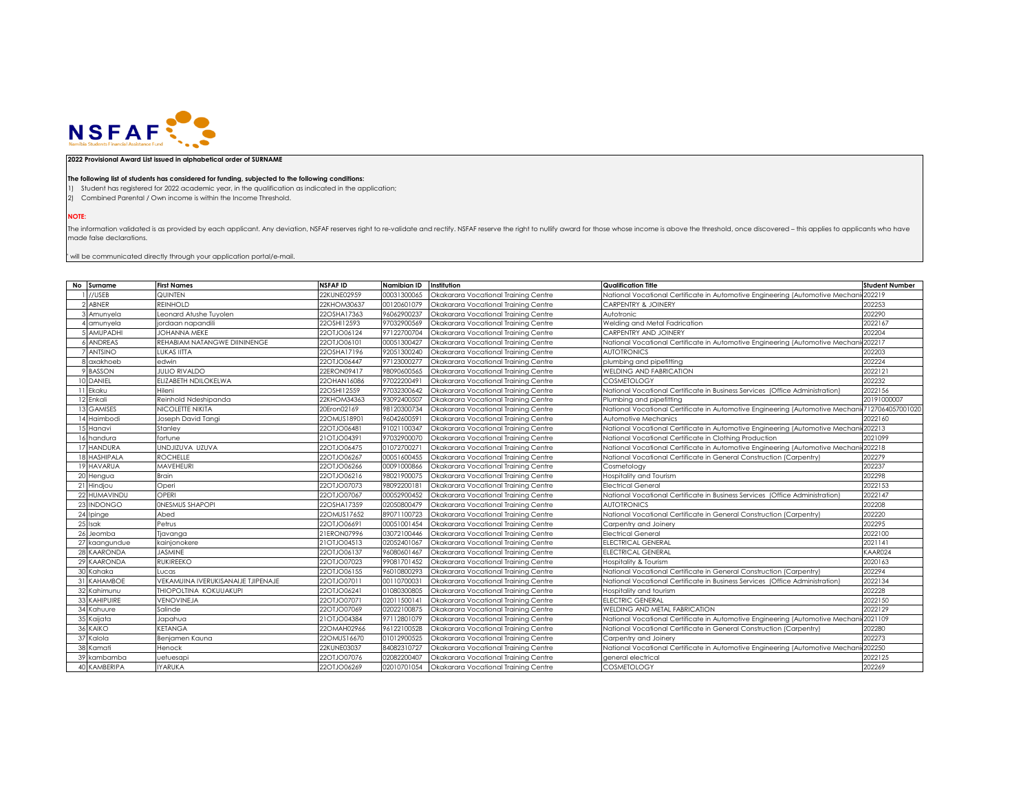NSFAF

Namibia Students Financial Assistance Fund

**2022 Provisional Award List issued in alphabetical order of SURNAME**

**The following list of students has considered for funding, subjected to the following conditions:**

1) Student has registered for 2022 academic year, in the qualification as indicated in the application;

2) Combined Parental / Own income is within the Income Threshold.

**NOTE:**

The information validated is as provided by each applicant. Any deviation, NSFAF reserves right to re-validate and rectify. NSFAF reserve the right to nullify award for those whose income is above the threshold, once discovered – this applies to applicants who have made false declarations.

' will be communicated directly through your application portal/e-mail.

| No | Surname | First Names | NSFAF ID | Namibian ID | Institution | Qualification Title | Student Number |
|---|---|---|---|---|---|---|---|
| 1 | //USEB | QUINTEN | 22KUNE02959 | 00031300065 | Okakarara Vocational Training Centre | National Vocational Certificate in Automotive Engineering (Automotive Mechani | 202219 |
| 2 | ABNER | REINHOLD | 22KHOM30637 | 00120601079 | Okakarara Vocational Training Centre | CARPENTRY & JOINERY | 202253 |
| 3 | Amunyela | Leonard Atushe Tuyolen | 22OSHA17363 | 96062900237 | Okakarara Vocational Training Centre | Autotronic | 202290 |
| 4 | amunyela | jordaan napandili | 22OSHI12593 | 97032900569 | Okakarara Vocational Training Centre | Welding and Metal Fadrication | 2022167 |
| 5 | AMUPADHI | JOHANNA MEKE | 22OTJO06124 | 97122700704 | Okakarara Vocational Training Centre | CARPENTRY AND JOINERY | 202204 |
| 6 | ANDREAS | REHABIAM NATANGWE DIININENGE | 22OTJO06101 | 00051300427 | Okakarara Vocational Training Centre | National Vocational Certificate in Automotive Engineering (Automotive Mechani | 202217 |
| 7 | ANTSINO | LUKAS IITTA | 22OSHA17196 | 92051300240 | Okakarara Vocational Training Centre | AUTOTRONICS | 202203 |
| 8 | axakhoeb | edwin | 22OTJO06447 | 97123000277 | Okakarara Vocational Training Centre | plumbing and pipefitting | 202224 |
| 9 | BASSON | JULIO RIVALDO | 22ERON09417 | 98090600565 | Okakarara Vocational Training Centre | WELDING AND FABRICATION | 2022121 |
| 10 | DANIEL | ELIZABETH NDILOKELWA | 22OHAN16086 | 97022200491 | Okakarara Vocational Training Centre | COSMETOLOGY | 202232 |
| 11 | Ekaku | Hileni | 22OSHI12559 | 97032300642 | Okakarara Vocational Training Centre | National Vocational Certificate in Business Services (Office Administration) | 2022156 |
| 12 | Enkali | Reinhold Ndeshipanda | 22KHOM34363 | 93092400507 | Okakarara Vocational Training Centre | Plumbing and pipefitting | 20191000007 |
| 13 | GAMISES | NICOLETTE NIKITA | 20Eron02169 | 98120300734 | Okakarara Vocational Training Centre | National Vocational Certificate in Automotive Engineering (Automotive Mechani | 7127064057001020 |
| 14 | Haimbodi | Joseph David Tangi | 22OMUS18901 | 96042600591 | Okakarara Vocational Training Centre | Automotive Mechanics | 2022160 |
| 15 | Hanavi | Stanley | 22OTJO06481 | 91021100347 | Okakarara Vocational Training Centre | National Vocational Certificate in Automotive Engineering (Automotive Mechani | 202213 |
| 16 | handura | fortune | 21OTJO04391 | 97032900070 | Okakarara Vocational Training Centre | National Vocational Certificate in Clothing Production | 2021099 |
| 17 | HANDURA | UNDJIZUVA UZUVA | 22OTJO06475 | 01072700271 | Okakarara Vocational Training Centre | National Vocational Certificate in Automotive Engineering (Automotive Mechani | 202218 |
| 18 | HASHIPALA | ROCHELLE | 22OTJO06267 | 00051600455 | Okakarara Vocational Training Centre | National Vocational Certificate in General Construction (Carpentry) | 202279 |
| 19 | HAVARUA | MAVEHEURI | 22OTJO06266 | 00091000866 | Okakarara Vocational Training Centre | Cosmetology | 202237 |
| 20 | Hengua | Brain | 22OTJO06216 | 98021900075 | Okakarara Vocational Training Centre | Hospitality and Tourism | 202298 |
| 21 | Hindjou | Operi | 22OTJO07073 | 98092200181 | Okakarara Vocational Training Centre | Electrical General | 2022153 |
| 22 | HUMAVINDU | OPERI | 22OTJO07067 | 00052900452 | Okakarara Vocational Training Centre | National Vocational Certificate in Business Services (Office Administration) | 2022147 |
| 23 | INDONGO | 0NESMUS SHAPOPI | 22OSHA17359 | 02050800479 | Okakarara Vocational Training Centre | AUTOTRONICS | 202208 |
| 24 | Ipinge | Abed | 22OMUS17652 | 89071100723 | Okakarara Vocational Training Centre | National Vocational Certificate in General Construction (Carpentry) | 202220 |
| 25 | Isak | Petrus | 22OTJO06691 | 00051001454 | Okakarara Vocational Training Centre | Carpentry and Joinery | 202295 |
| 26 | Jeomba | Tjavanga | 21ERON07996 | 03072100446 | Okakarara Vocational Training Centre | Electrical General | 2022100 |
| 27 | kaangundue | kainjonokere | 21OTJO04513 | 02052401067 | Okakarara Vocational Training Centre | ELECTRICAL GENERAL | 2021141 |
| 28 | KAARONDA | JASMINE | 22OTJO06137 | 96080601467 | Okakarara Vocational Training Centre | ELECTRICAL GENERAL | KAAR024 |
| 29 | KAARONDA | RUKIREEKO | 22OTJO07023 | 99081701452 | Okakarara Vocational Training Centre | Hospitality & Tourism | 2020163 |
| 30 | Kahaka | Lucas | 22OTJO06155 | 96010800293 | Okakarara Vocational Training Centre | National Vocational Certificate in General Construction (Carpentry) | 202294 |
| 31 | KAHAMBOE | VEKAMUINA IVERUKISANAIJE TJIPENAJE | 22OTJO07011 | 00110700031 | Okakarara Vocational Training Centre | National Vocational Certificate in Business Services (Office Administration) | 2022134 |
| 32 | Kahimunu | THIOPOLTINA KOKUUAKUPI | 22OTJO06241 | 01080300805 | Okakarara Vocational Training Centre | Hospitality and tourism | 202228 |
| 33 | KAHIPUIRE | VENOVINEJA | 22OTJO07071 | 02011500141 | Okakarara Vocational Training Centre | ELECTRIC GENERAL | 2022150 |
| 34 | Kahuure | Salinde | 22OTJO07069 | 02022100875 | Okakarara Vocational Training Centre | WELDING AND METAL FABRICATION | 2022129 |
| 35 | Kaijata | Japahua | 21OTJO04384 | 97112801079 | Okakarara Vocational Training Centre | National Vocational Certificate in Automotive Engineering (Automotive Mechani | 2021109 |
| 36 | KAIKO | KETANGA | 22OMAH02966 | 96122100528 | Okakarara Vocational Training Centre | National Vocational Certificate in General Construction (Carpentry) | 202280 |
| 37 | Kalola | Benjamen Kauna | 22OMUS16670 | 01012900525 | Okakarara Vocational Training Centre | Carpentry and Joinery | 202273 |
| 38 | Kamati | Henock | 22KUNE03037 | 84082310727 | Okakarara Vocational Training Centre | National Vocational Certificate in Automotive Engineering (Automotive Mechani | 202250 |
| 39 | kambamba | uetuesapi | 22OTJO07076 | 02082200407 | Okakarara Vocational Training Centre | general electrical | 2022125 |
| 40 | KAMBERIPA | IYARUKA | 22OTJO06269 | 02010701054 | Okakarara Vocational Training Centre | COSMETOLOGY | 202269 |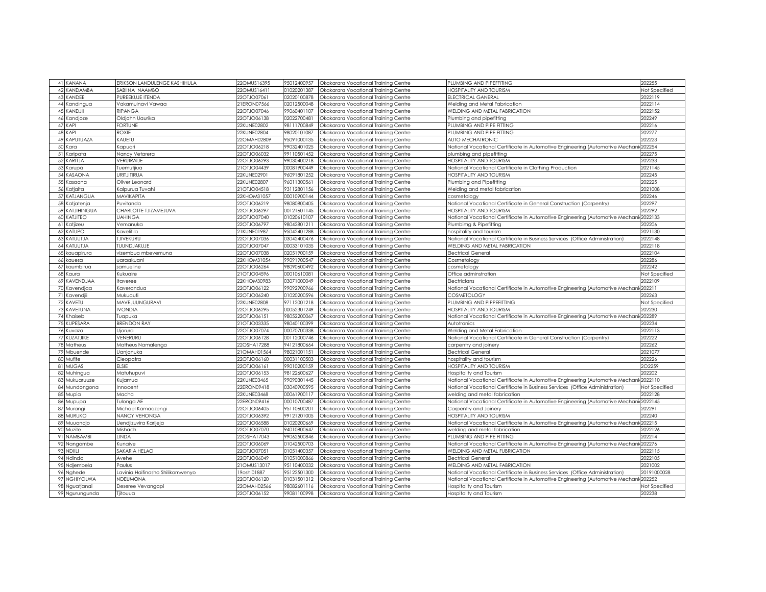| 41 | KANANA | ERIKSON LANDULENGE KASHIHULA | 22OMUS16395 | 95012400957 | Okakarara Vocational Training Centre | PLUMBING AND PIPEFFITING | 202255 |
|---|---|---|---|---|---|---|---|
| 42 | KANDAMBA | SABIINA NAAMBO | 22OMUS16411 | 01020201387 | Okakarara Vocational Training Centre | HOSPITALITY AND TOURISM | Not Specified |
| 43 | KANDEE | PUREEKUJE ITENDA | 22OTJO07061 | 02020100878 | Okakarara Vocational Training Centre | ELECTRICAL GANERAL | 2022119 |
| 44 | Kandingua | Vakamuinavi Vawaa | 21ERON07566 | 02012500048 | Okakarara Vocational Training Centre | Welding and Metal Fabrication | 2022114 |
| 45 | KANDJII | RIPANGA | 22OTJO07046 | 99060401107 | Okakarara Vocational Training Centre | WELDING AND METAL FABRICATION | 2022152 |
| 46 | Kandjoze | Oldjohn Uaurika | 22OTJO06138 | 02022700481 | Okakarara Vocational Training Centre | Plumbing and pipefitting | 202249 |
| 47 | KAPI | FORTUNE | 22KUNE02802 | 98111700849 | Okakarara Vocational Training Centre | PLUMBING AND PIPE FITTING | 202216 |
| 48 | KAPI | ROXIE | 22KUNE02804 | 98020101087 | Okakarara Vocational Training Centre | PLUMBING AND PIPE FITTING | 202277 |
| 49 | KAPUTUAZA | KAUETU | 22OMAH02809 | 95091000135 | Okakarara Vocational Training Centre | AUTO MECHATRONIC | 202223 |
| 50 | Kara | Kapuari | 22OTJO06218 | 99032401025 | Okakarara Vocational Training Centre | National Vocational Certificate in Automotive Engineering (Automotive Mechani | 202254 |
| 51 | Karipata | Nancy Vetarera | 22OTJO06032 | 99110501452 | Okakarara Vocational Training Centre | plumbing and pipefitting | 202275 |
| 52 | KARITJA | VERUIRAIJE | 22OTJO06293 | 99030400218 | Okakarara Vocational Training Centre | HOSPITALITY AND TOURISM | 202233 |
| 53 | Karupa | Tuemutjiua | 21OTJO04439 | 00081900449 | Okakarara Vocational Training Centre | National Vocational Certificate in Clothing Production | 2021145 |
| 54 | KASAONA | URITJITIRUA | 22KUNE02901 | 96091801252 | Okakarara Vocational Training Centre | HOSPITALITY AND TOURISM | 202245 |
| 55 | Kasaona | Oliver Leonard | 22KUNE02807 | 96011300561 | Okakarara Vocational Training Centre | Plumbing and Pipefitting | 202225 |
| 56 | Katjaita | Kaipurua Tuvahi | 21OTJO04518 | 93112801156 | Okakarara Vocational Training Centre | Welding and metal fabrication | 2021008 |
| 57 | KATJANGUA | MAVIKAPITA | 22KHOM31057 | 00010900144 | Okakarara Vocational Training Centre | cosmetology | 202246 |
| 58 | Katjatenja | Puvitanda | 22OTJO06219 | 98080800405 | Okakarara Vocational Training Centre | National Vocational Certificate in General Construction (Carpentry) | 202297 |
| 59 | KATJIHINGUA | CHARLOTTE TJIZAMEJUVA | 22OTJO06297 | 00121601145 | Okakarara Vocational Training Centre | HOSPITALITY AND TOURISM | 202292 |
| 60 | KATJITEO | UAHINGA | 22OTJO07040 | 01020610107 | Okakarara Vocational Training Centre | National Vocational Certificate in Automotive Engineering (Automotive Mechani | 2022133 |
| 61 | Katjizeu | Vemanuka | 22OTJO06797 | 98042801211 | Okakarara Vocational Training Centre | Plumbimg & Pipefitting | 202206 |
| 62 | KATUPO | Kavelitila | 21KUNE01987 | 95042401288 | Okakarara Vocational Training Centre | hospitality and tourism | 2021130 |
| 63 | KATUUTJA | TJIVEKURU | 22OTJO07036 | 03042400476 | Okakarara Vocational Training Centre | National Vocational Certificate in Business Services (Office Administration) | 2022148 |
| 64 | KATUUTJA | TUUNDJAKUJE | 22OTJO07047 | 00033101035 | Okakarara Vocational Training Centre | WELDING AND METAL FABRICATION | 2022118 |
| 65 | kauapirura | vizembua mbevemuna | 22OTJO07038 | 02051900159 | Okakarara Vocational Training Centre | Electrical General | 2022104 |
| 66 | kauesa | uaraakuani | 22KHOM31054 | 99091900547 | Okakarara Vocational Training Centre | Cosmetology | 202286 |
| 67 | kaumbirua | samueline | 22OTJO06264 | 98090600492 | Okakarara Vocational Training Centre | cosmetology | 202242 |
| 68 | Kaura | Kukuaire | 21OTJO04596 | 00010610081 | Okakarara Vocational Training Centre | Office adminstration | Not Specified |
| 69 | KAVENDJAA | Itaveree | 22KHOM30983 | 03071000049 | Okakarara Vocational Training Centre | Electricians | 2022109 |
| 70 | Kavendjaa | Kaverandua | 22OTJO06122 | 99092900966 | Okakarara Vocational Training Centre | National Vocational Certificate in Automotive Engineering (Automotive Mechani | 202211 |
| 71 | Kavendjii | Mukuauti | 22OTJO06240 | 01020200596 | Okakarara Vocational Training Centre | COSMETOLOGY | 202263 |
| 72 | KAVETU | MAVEJUUNGURAVI | 22KUNE02808 | 97112001218 | Okakarara Vocational Training Centre | PLUMBING AND PIPPEFITTING | Not Specified |
| 73 | KAVETUNA | IVONDIA | 22OTJO06295 | 00052301249 | Okakarara Vocational Training Centre | HOSPITALITY AND TOURISM | 202230 |
| 74 | Khaiseb | Tuapuka | 22OTJO06151 | 98052200067 | Okakarara Vocational Training Centre | National Vocational Certificate in Automotive Engineering (Automotive Mechani | 202289 |
| 75 | KUPESARA | BRENDON RAY | 21OTJO03335 | 98040100399 | Okakarara Vocational Training Centre | Autotronics | 202234 |
| 76 | Kuvaza | Ujarura | 22OTJO07074 | 00070700338 | Okakarara Vocational Training Centre | Welding and Metal Fabrication | 2022113 |
| 77 | KUZATJIKE | VENERURU | 22OTJO06128 | 00112000746 | Okakarara Vocational Training Centre | National Vocational Certificate in General Construction (Carpentry) | 202222 |
| 78 | Matheus | Matheus Namalenga | 22OSHA17288 | 94121800664 | Okakarara Vocational Training Centre | carpentry and joinery | 202262 |
| 79 | Mbuende | Uanjanuka | 21OMAH01564 | 98021001151 | Okakarara Vocational Training Centre | Electrical General | 2021077 |
| 80 | Mufite | Cleopatra | 22OTJO06160 | 00031100503 | Okakarara Vocational Training Centre | hospitality and tourism | 202226 |
| 81 | MUGAS | ELSIE | 22OTJO06161 | 99010200159 | Okakarara Vocational Training Centre | HOSPITALITY AND TOURISM | 2O2259 |
| 82 | Muhingua | Matuhupuvi | 22OTJO06153 | 98122600627 | Okakarara Vocational Training Centre | Hospitality and Tourism | 202202 |
| 83 | Mukuaruuze | Kujamua | 22KUNE03465 | 99090301445 | Okakarara Vocational Training Centre | National Vocational Certificate in Automotive Engineering (Automotive Mechani | 2022110 |
| 84 | Mundongona | Innocent | 22ERON09418 | 03040900595 | Okakarara Vocational Training Centre | National Vocational Certificate in Business Services (Office Administration) | Not Specified |
| 85 | Mupia | Macha | 22KUNE03468 | 00061900117 | Okakarara Vocational Training Centre | welding and metal fabrication | 2022128 |
| 86 | Mupupa | Tulonga AE | 22ERON09416 | 00010700487 | Okakarara Vocational Training Centre | National Vocational Certificate in Automotive Engineering (Automotive Mechani | 2022145 |
| 87 | Murangi | Michael Kamaazengi | 22OTJO06405 | 95110600201 | Okakarara Vocational Training Centre | Carpentry and Joinery | 202291 |
| 88 | MURUKO | NANCY VEHONGA | 22OTJO06392 | 99121201005 | Okakarara Vocational Training Centre | HOSPITALITY AND TOURISM | 202240 |
| 89 | Muuondjo | Uendjizuvira Karijeja | 22OTJO06588 | 01020200669 | Okakarara Vocational Training Centre | National Vocational Certificate in Automotive Engineering (Automotive Mechani | 202215 |
| 90 | Muzite | Mishach | 22OTJO07070 | 94010800647 | Okakarara Vocational Training Centre | welding and metal fabrication | 2022126 |
| 91 | NAMBAMBI | LINDA | 22OSHA17043 | 99062500846 | Okakarara Vocational Training Centre | PLUMBING AND PIPE FITTING | 202214 |
| 92 | Nangombe | Kunaiye | 22OTJO06069 | 01042500703 | Okakarara Vocational Training Centre | National Vocational Certificate in Automotive Engineering (Automotive Mechani | 202276 |
| 93 | NDIILI | SAKARIA HELAO | 22OTJO07051 | 01051400357 | Okakarara Vocational Training Centre | WELDING AND METAL FUBRICATION | 2022115 |
| 94 | Ndinda | Avehe | 22OTJO06049 | 01051000866 | Okakarara Vocational Training Centre | Electrical General | 2022105 |
| 95 | Ndjembela | Paulus | 21OMUS13017 | 95110400032 | Okakarara Vocational Training Centre | WELDING AND METAL FABRICATION | 2021002 |
| 96 | Nghede | Lavinia Haifinasho Shilikomwenyo | 19oshi01887 | 95122501300 | Okakarara Vocational Training Centre | National Vocational Certificate in Business Services (Office Administration) | 20191000028 |
| 97 | NGHIYOLWA | NDEUMONA | 22OTJO06120 | 01031501312 | Okakarara Vocational Training Centre | National Vocational Certificate in Automotive Engineering (Automotive Mechani | 202252 |
| 98 | Nguatjanai | Deseree Vevangapi | 22OMAH02566 | 98082601116 | Okakarara Vocational Training Centre | Hospitality and Tourism | Not Specified |
| 99 | Ngurungunda | Tjitouua | 22OTJO06152 | 99081100998 | Okakarara Vocational Training Centre | Hospitality and Tourism | 202238 |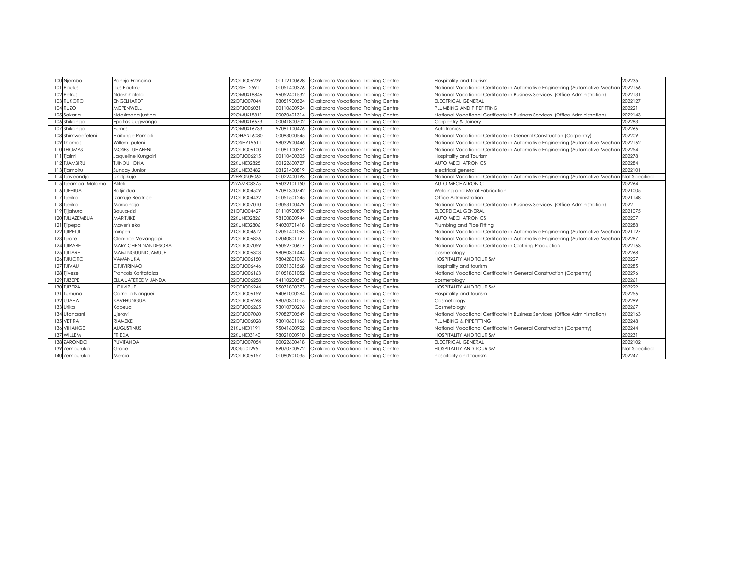| | | | | | | | |
|---|---|---|---|---|---|---|---|
| 100 | Njembo | Paheja Francina | 22OTJO06239 | 01112100628 | Okakarara Vocational Training Centre | Hospitality and Tourism | 202235 |
| 101 | Paulus | Ilius Haufiku | 22OSHI12591 | 01051400376 | Okakarara Vocational Training Centre | National Vocational Certificate in Automotive Engineering (Automotive Mechani | 2022166 |
| 102 | Petrus | Ndeshihafela | 22OMUS18846 | 96052401532 | Okakarara Vocational Training Centre | National Vocational Certificate in Business Services (Office Administration) | 2022131 |
| 103 | RUKORO | ENGELHARDT | 22OTJO07044 | 03051900524 | Okakarara Vocational Training Centre | ELECTRICAL GENERAL | 2022127 |
| 104 | RUZO | MCPENWELL | 22OTJO06031 | 00110600924 | Okakarara Vocational Training Centre | PLUMBING AND PIPEFITTING | 202221 |
| 105 | Sakaria | Ndasimana justina | 22OMUS18811 | 00070401314 | Okakarara Vocational Training Centre | National Vocational Certificate in Business Services (Office Administration) | 2022143 |
| 106 | Shikongo | Epafras Uugwanga | 22OMUS16673 | 00041800702 | Okakarara Vocational Training Centre | Carpentry & Joinery | 202283 |
| 107 | Shikongo | Furnes | 22OMUS16733 | 97091100476 | Okakarara Vocational Training Centre | Autotronics | 202266 |
| 108 | Shimweefeleni | Hailange Pombili | 22OHAN16080 | 00093000545 | Okakarara Vocational Training Centre | National Vocational Certificate in General Construction (Carpentry) | 202209 |
| 109 | Thomas | Willem Ipuleni | 22OSHA19511 | 98032900446 | Okakarara Vocational Training Centre | National Vocational Certificate in Automotive Engineering (Automotive Mechani | 2022162 |
| 110 | THOMAS | MOSES TUHAFENI | 22OTJO06100 | 01081100362 | Okakarara Vocational Training Centre | National Vocational Certificate in Automotive Engineering (Automotive Mechani | 202254 |
| 111 | Tjaimi | Jaqueline Kungairi | 22OTJO06215 | 00110400305 | Okakarara Vocational Training Centre | Hospitality and Tourism | 202278 |
| 112 | TJAMBIRU | TJINOUHONA | 22KUNE02825 | 00122600727 | Okakarara Vocational Training Centre | AUTO MECHATRONICS | 202284 |
| 113 | Tjambiru | Sunday Junior | 22KUNE03482 | 03121400819 | Okakarara Vocational Training Centre | electrical general | 2022101 |
| 114 | Tjaveondja | Undjakuje | 22ERON09062 | 01022400193 | Okakarara Vocational Training Centre | National Vocational Certificate in Automotive Engineering (Automotive Mechani | Not Specified |
| 115 | Tjeamba Malamo | Alifeli | 22ZAMB08375 | 96032101150 | Okakarara Vocational Training Centre | AUTO MECHATRONIC | 202264 |
| 116 | TJEHIUA | Ratjindua | 21OTJO04509 | 97091300742 | Okakarara Vocational Training Centre | Welding and Metal Fabrication | 2021005 |
| 117 | Tjeriko | Izamuje Beatrice | 21OTJO04432 | 01051501245 | Okakarara Vocational Training Centre | Office Administration | 2021148 |
| 118 | Tjeriko | Marikondjo | 22OTJO07010 | 03053100479 | Okakarara Vocational Training Centre | National Vocational Certificate in Business Services (Office Administration) | 2022 |
| 119 | Tjijahura | Bouua-zizi | 21OTJO04427 | 01110900899 | Okakarara Vocational Training Centre | ELECREICAL GENERAL | 2021075 |
| 120 | TJIJAZEMBUA | MARITJIKE | 22KUNE02826 | 98100800944 | Okakarara Vocational Training Centre | AUTO MECHATRONICS | 202207 |
| 121 | Tjipepa | Maverisieko | 22KUNE02806 | 94030701418 | Okakarara Vocational Training Centre | Plumbing and Pipe Fitting | 202288 |
| 122 | TJIPETJI | mingeri | 21OTJO04612 | 02051401063 | Okakarara Vocational Training Centre | National Vocational Certificate in Automotive Engineering (Automotive Mechani | 2021127 |
| 123 | Tjirare | Clerence Vevangapi | 22OTJO06826 | 02040801127 | Okakarara Vocational Training Centre | National Vocational Certificate in Automotive Engineering (Automotive Mechani | 202287 |
| 124 | TJIRARE | MARY-CHEN NANDESORA | 22OTJO07059 | 95052700617 | Okakarara Vocational Training Centre | National Vocational Certificate in Clothing Production | 2022163 |
| 125 | TJITARE | MAMI NGUUNDJAMUJE | 22OTJO06303 | 98090301444 | Okakarara Vocational Training Centre | cosmetology | 202268 |
| 126 | TJIUORO | VAMANUKA | 22OTJO06150 | 98042801076 | Okakarara Vocational Training Centre | HOSPITALITY AND TOURISM | 202227 |
| 127 | TJIVAU | OTJIVIRINAO | 22OTJO06446 | 00031301568 | Okakarara Vocational Training Centre | Hospitality and tourism | 202285 |
| 128 | Tjiveze | Francois Karitataiza | 22OTJO06163 | 01051801052 | Okakarara Vocational Training Centre | National Vocational Certificate in General Construction (Carpentry) | 202296 |
| 129 | TJIZEPE | ELLA UATEREE VIJANDA | 22OTJO06258 | 94110200547 | Okakarara Vocational Training Centre | cosmetology | 202261 |
| 130 | TJIZERA | HITJIVIRUE | 22OTJO06244 | 95071800373 | Okakarara Vocational Training Centre | HOSPITALITY AND TOURISM | 202229 |
| 131 | Tumuna | Cornelia Nanguei | 22OTJO06159 | 94061000284 | Okakarara Vocational Training Centre | Hospitality and tourism | 202256 |
| 132 | UJAHA | KAVEHUNGUA | 22OTJO06268 | 98070301015 | Okakarara Vocational Training Centre | Cosmetology | 202299 |
| 133 | Urika | Kapeua | 22OTJO06265 | 93010700296 | Okakarara Vocational Training Centre | Cosmetology | 202267 |
| 134 | Utanaani | Ujeravi | 22OTJO07060 | 99082700549 | Okakarara Vocational Training Centre | National Vocational Certificate in Business Services (Office Administration) | 2022163 |
| 135 | VETIRA | RIAMEKE | 22OTJO06028 | 93010601166 | Okakarara Vocational Training Centre | PLUMBING & PIPEFITTING | 202248 |
| 136 | VIHANGE | AUGUSTINUS | 21KUNE01191 | 95041600902 | Okakarara Vocational Training Centre | National Vocational Certificate in General Construction (Carpentry) | 202244 |
| 137 | WILLEM | FRIEDA | 22KUNE03140 | 98021000910 | Okakarara Vocational Training Centre | HOSPITALITY AND TOURISM | 202231 |
| 138 | ZARONDO | PUVITANDA | 22OTJO07054 | 00022600418 | Okakarara Vocational Training Centre | ELECTRICAL GENERAL | 2022102 |
| 139 | Zemburuka | Grace | 20Otjo01295 | 89070700972 | Okakarara Vocational Training Centre | HOSPITALITY AND TOURISM | Not Specified |
| 140 | Zemburuka | Mercia | 22OTJO06157 | 01080901035 | Okakarara Vocational Training Centre | hospitality and tourism | 202247 |